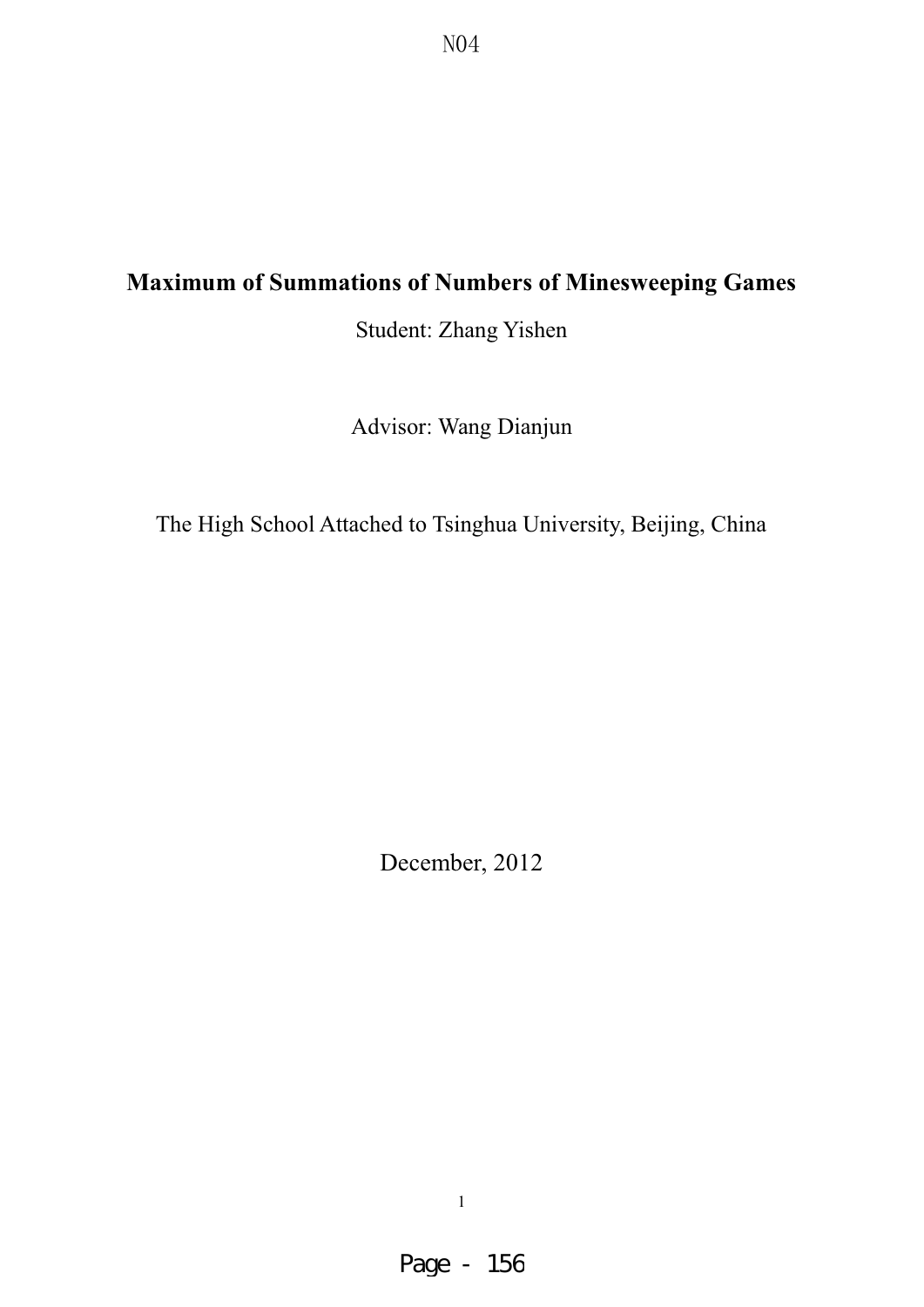N04

# Maximum of Summations of Numbers of Minesweeping Games

Student: Zhang Yishen

Advisor: Wang Dianjun

The High School Attached to Tsinghua University, Beijing, China

December, 2012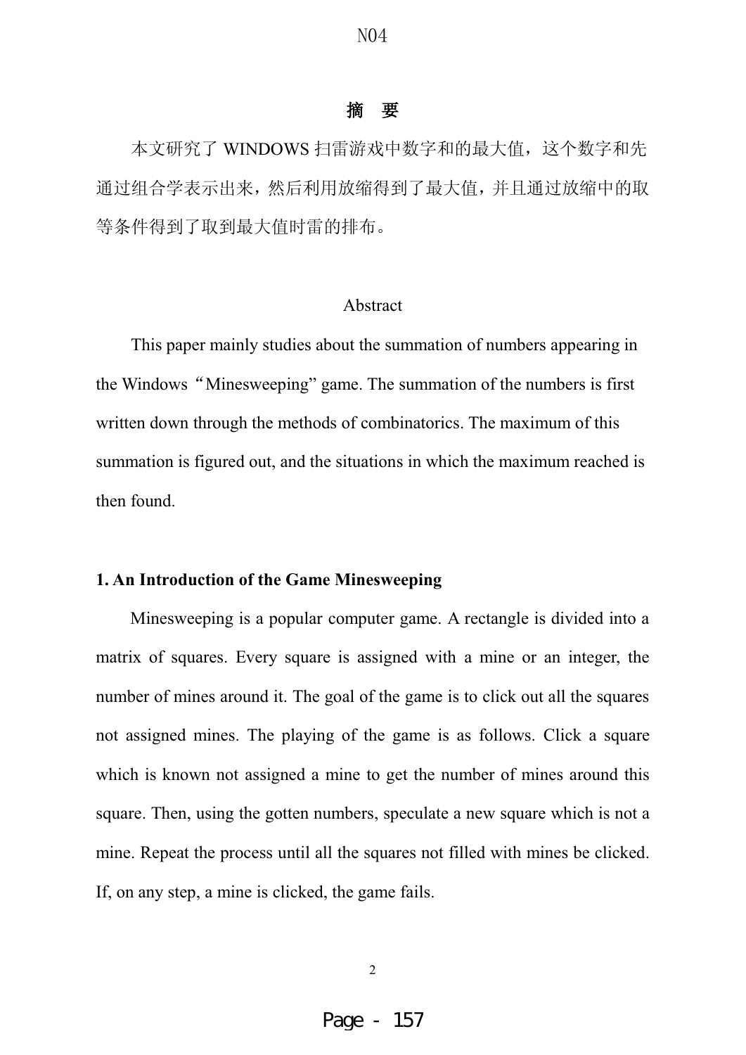## 摘　要

本文研究了 WINDOWS 扫雷游戏中数字和的最大值，这个数字和先通过组合学表示出来，然后利用放缩得到了最大值，并且通过放缩中的取等条件得到了取到最大值时雷的排布。

## Abstract

This paper mainly studies about the summation of numbers appearing in the Windows “Minesweeping” game. The summation of the numbers is first written down through the methods of combinatorics. The maximum of this summation is figured out, and the situations in which the maximum reached is then found.

### 1. An Introduction of the Game Minesweeping

Minesweeping is a popular computer game. A rectangle is divided into a matrix of squares. Every square is assigned with a mine or an integer, the number of mines around it. The goal of the game is to click out all the squares not assigned mines. The playing of the game is as follows. Click a square which is known not assigned a mine to get the number of mines around this square. Then, using the gotten numbers, speculate a new square which is not a mine. Repeat the process until all the squares not filled with mines be clicked. If, on any step, a mine is clicked, the game fails.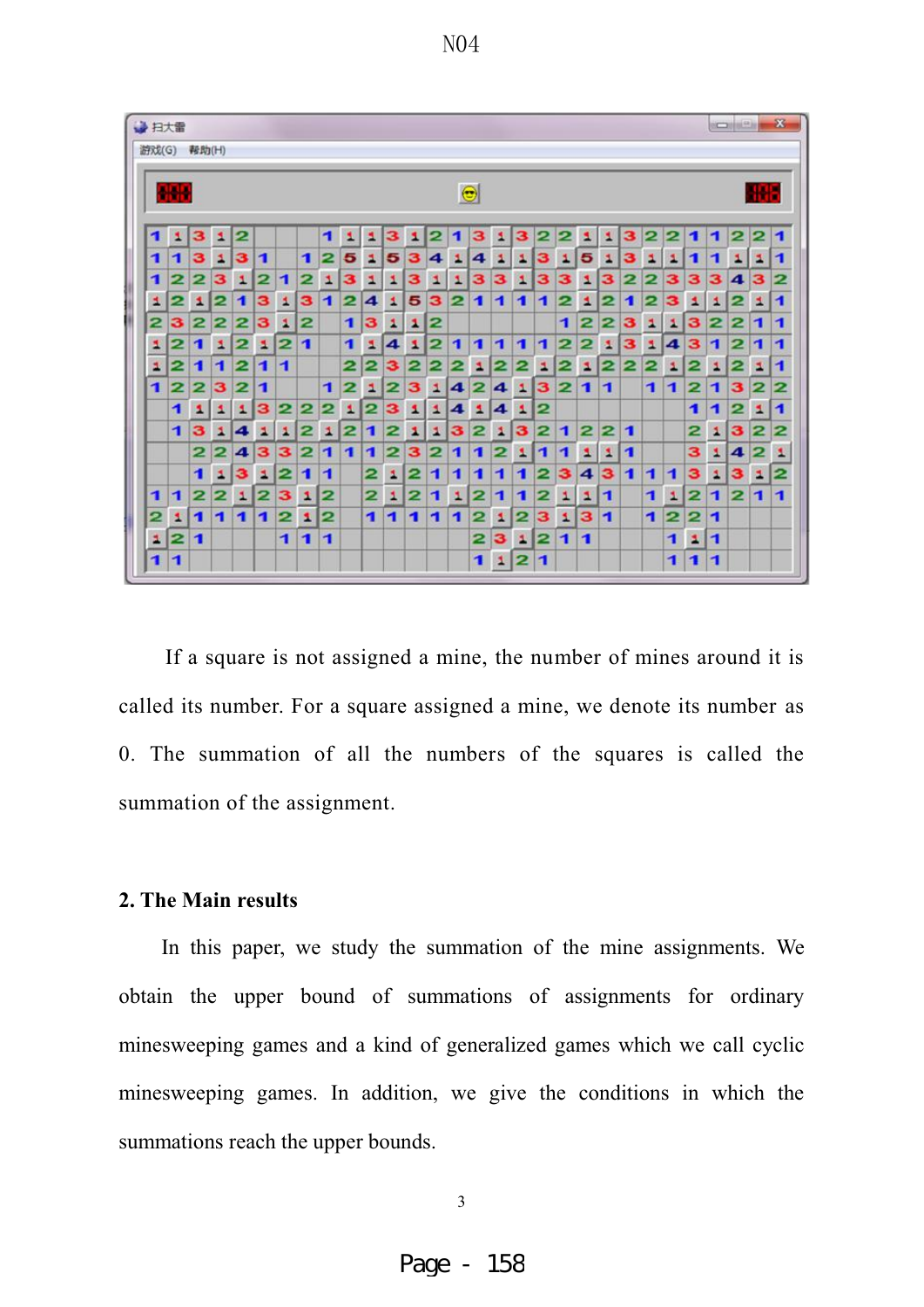If a square is not assigned a mine, the number of mines around it is called its number. For a square assigned a mine, we denote its number as 0. The summation of all the numbers of the squares is called the summation of the assignment.

## 2. The Main results

In this paper, we study the summation of the mine assignments. We obtain the upper bound of summations of assignments for ordinary minesweeping games and a kind of generalized games which we call cyclic minesweeping games. In addition, we give the conditions in which the summations reach the upper bounds.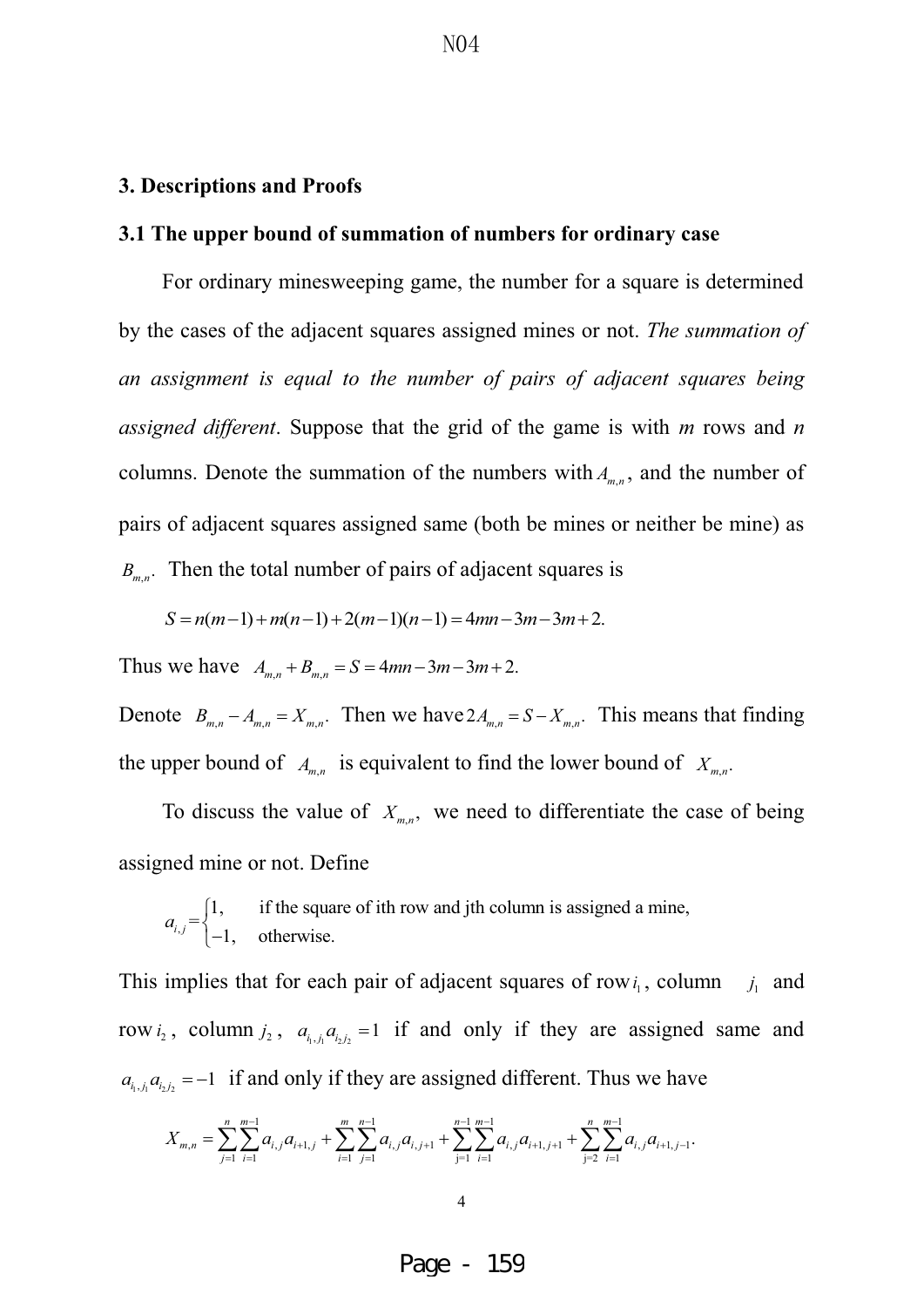## 3. Descriptions and Proofs

### 3.1 The upper bound of summation of numbers for ordinary case

For ordinary minesweeping game, the number for a square is determined by the cases of the adjacent squares assigned mines or not. *The summation of an assignment is equal to the number of pairs of adjacent squares being assigned different*. Suppose that the grid of the game is with *m* rows and *n* columns. Denote the summation of the numbers with $A_{m,n}$, and the number of pairs of adjacent squares assigned same (both be mines or neither be mine) as $B_{m,n}$. Then the total number of pairs of adjacent squares is

$$S = n(m-1) + m(n-1) + 2(m-1)(n-1) = 4mn - 3m - 3m + 2.$$

Thus we have $A_{m,n} + B_{m,n} = S = 4mn - 3m - 3m + 2.$

Denote $B_{m,n} - A_{m,n} = X_{m,n}$. Then we have $2A_{m,n} = S - X_{m,n}$. This means that finding the upper bound of $A_{m,n}$ is equivalent to find the lower bound of $X_{m,n}$.

To discuss the value of $X_{m,n}$, we need to differentiate the case of being assigned mine or not. Define

$$a_{i,j} = \begin{cases} 1, & \text{if the square of ith row and jth column is assigned a mine,} \\ -1, & \text{otherwise.} \end{cases}$$

This implies that for each pair of adjacent squares of row $i_1$, column $j_1$ and row $i_2$, column $j_2$, $a_{i_1,j_1}a_{i_2 j_2} = 1$ if and only if they are assigned same and $a_{i_1,j_1}a_{i_2 j_2} = -1$ if and only if they are assigned different. Thus we have

$$X_{m,n} = \sum_{j=1}^{n}\sum_{i=1}^{m-1} a_{i,j}a_{i+1,j} + \sum_{i=1}^{m}\sum_{j=1}^{n-1} a_{i,j}a_{i,j+1} + \sum_{j=1}^{n-1}\sum_{i=1}^{m-1} a_{i,j}a_{i+1,j+1} + \sum_{j=2}^{n}\sum_{i=1}^{m-1} a_{i,j}a_{i+1,j-1}.$$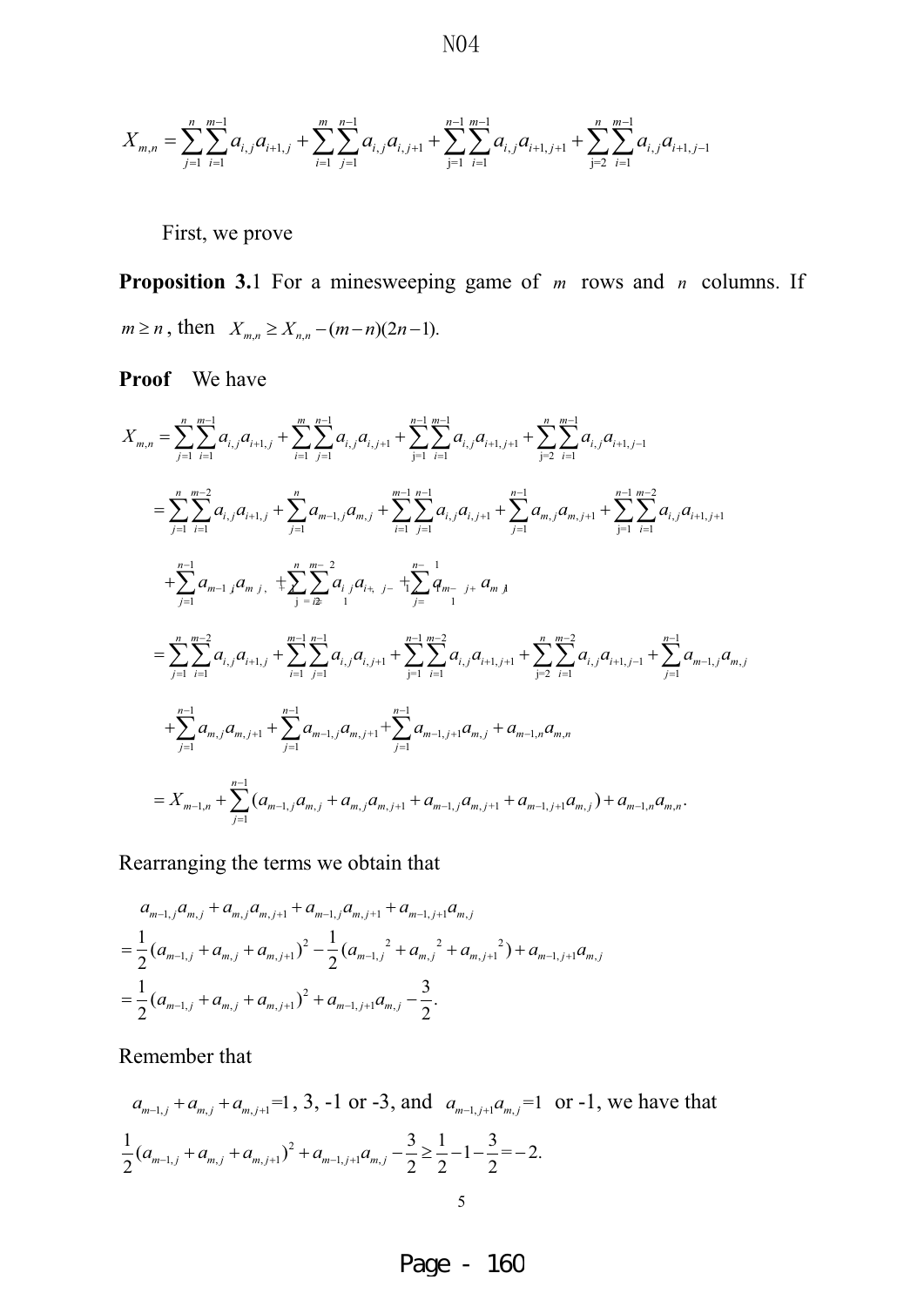$$X_{m,n} = \sum_{j=1}^{n}\sum_{i=1}^{m-1} a_{i,j}a_{i+1,j} + \sum_{i=1}^{m}\sum_{j=1}^{n-1} a_{i,j}a_{i,j+1} + \sum_{j=1}^{n-1}\sum_{i=1}^{m-1} a_{i,j}a_{i+1,j+1} + \sum_{j=2}^{n}\sum_{i=1}^{m-1} a_{i,j}a_{i+1,j-1}$$

First, we prove

**Proposition 3.**1 For a minesweeping game of $m$ rows and $n$ columns. If $m \geq n$, then $X_{m,n} \geq X_{n,n} - (m-n)(2n-1).$

**Proof** We have

$$\begin{aligned}
X_{m,n} &= \sum_{j=1}^{n}\sum_{i=1}^{m-1} a_{i,j}a_{i+1,j} + \sum_{i=1}^{m}\sum_{j=1}^{n-1} a_{i,j}a_{i,j+1} + \sum_{j=1}^{n-1}\sum_{i=1}^{m-1} a_{i,j}a_{i+1,j+1} + \sum_{j=2}^{n}\sum_{i=1}^{m-1} a_{i,j}a_{i+1,j-1} \\
&= \sum_{j=1}^{n}\sum_{i=1}^{m-2} a_{i,j}a_{i+1,j} + \sum_{j=1}^{n} a_{m-1,j}a_{m,j} + \sum_{i=1}^{m-1}\sum_{j=1}^{n-1} a_{i,j}a_{i,j+1} + \sum_{j=1}^{n-1} a_{m,j}a_{m,j+1} + \sum_{j=1}^{n-1}\sum_{i=1}^{m-2} a_{i,j}a_{i+1,j+1} \\
&\quad + \sum_{j=1}^{n-1} a_{m-1,j}a_{m,j+1} + \sum_{j=2}^{n}\sum_{i=1}^{m-2} a_{i,j}a_{i+1,j-1} + \sum_{j=1}^{n-1} a_{m-1,j+1}a_{m,j} \\
&= \sum_{j=1}^{n}\sum_{i=1}^{m-2} a_{i,j}a_{i+1,j} + \sum_{i=1}^{m-1}\sum_{j=1}^{n-1} a_{i,j}a_{i,j+1} + \sum_{j=1}^{n-1}\sum_{i=1}^{m-2} a_{i,j}a_{i+1,j+1} + \sum_{j=2}^{n}\sum_{i=1}^{m-2} a_{i,j}a_{i+1,j-1} + \sum_{j=1}^{n-1} a_{m-1,j}a_{m,j} \\
&\quad + \sum_{j=1}^{n-1} a_{m,j}a_{m,j+1} + \sum_{j=1}^{n-1} a_{m-1,j}a_{m,j+1} + \sum_{j=1}^{n-1} a_{m-1,j+1}a_{m,j} + a_{m-1,n}a_{m,n} \\
&= X_{m-1,n} + \sum_{j=1}^{n-1}(a_{m-1,j}a_{m,j} + a_{m,j}a_{m,j+1} + a_{m-1,j}a_{m,j+1} + a_{m-1,j+1}a_{m,j}) + a_{m-1,n}a_{m,n}.
\end{aligned}$$

Rearranging the terms we obtain that

$$\begin{aligned}
&a_{m-1,j}a_{m,j} + a_{m,j}a_{m,j+1} + a_{m-1,j}a_{m,j+1} + a_{m-1,j+1}a_{m,j} \\
&= \frac{1}{2}(a_{m-1,j} + a_{m,j} + a_{m,j+1})^2 - \frac{1}{2}(a_{m-1,j}{}^2 + a_{m,j}{}^2 + a_{m,j+1}{}^2) + a_{m-1,j+1}a_{m,j} \\
&= \frac{1}{2}(a_{m-1,j} + a_{m,j} + a_{m,j+1})^2 + a_{m-1,j+1}a_{m,j} - \frac{3}{2}.
\end{aligned}$$

Remember that

$a_{m-1,j} + a_{m,j} + a_{m,j+1} = 1$, 3, -1 or -3, and $a_{m-1,j+1}a_{m,j} = 1$ or -1, we have that

$$\frac{1}{2}(a_{m-1,j} + a_{m,j} + a_{m,j+1})^2 + a_{m-1,j+1}a_{m,j} - \frac{3}{2} \geq \frac{1}{2} - 1 - \frac{3}{2} = -2.$$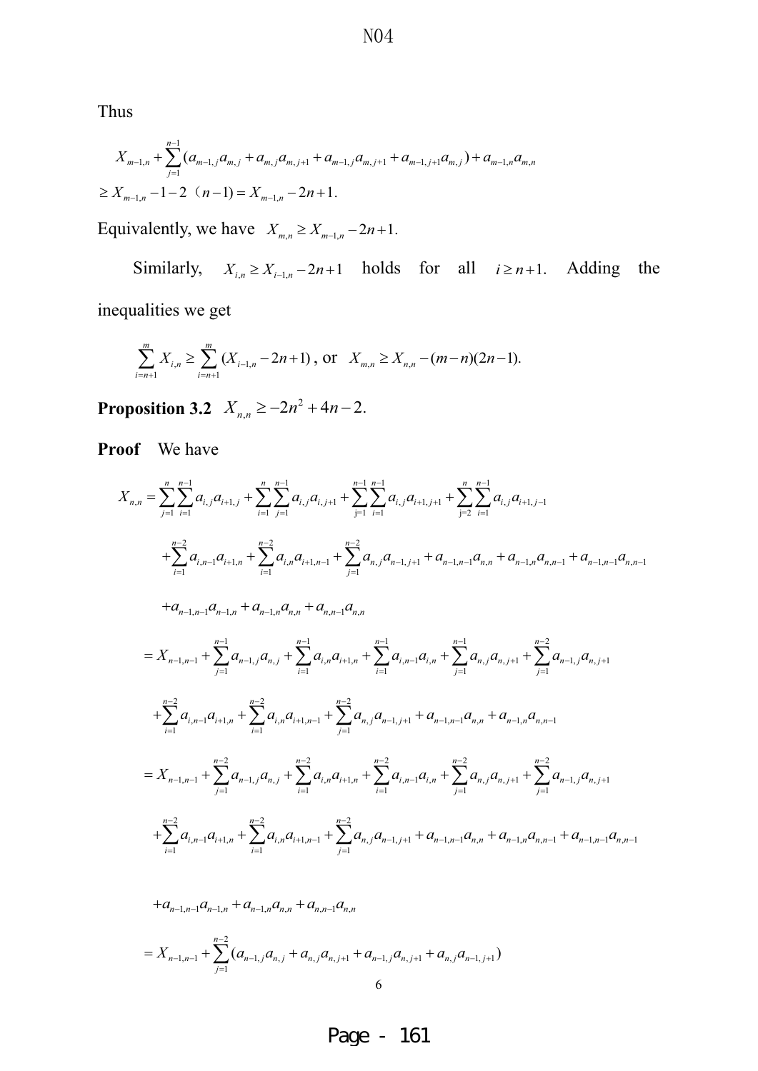Thus

$$X_{m-1,n}+\sum_{j=1}^{n-1}(a_{m-1,j}a_{m,j}+a_{m,j}a_{m,j+1}+a_{m-1,j}a_{m,j+1}+a_{m-1,j+1}a_{m,j})+a_{m-1,n}a_{m,n}$$
$$\geq X_{m-1,n}-1-2(n-1)=X_{m-1,n}-2n+1.$$

Equivalently, we have $X_{m,n}\geq X_{m-1,n}-2n+1.$

Similarly, $X_{i,n}\geq X_{i-1,n}-2n+1$ holds for all $i\geq n+1$. Adding the inequalities we get

$$\sum_{i=n+1}^{m}X_{i,n}\geq\sum_{i=n+1}^{m}(X_{i-1,n}-2n+1),\text{ or }\ X_{m,n}\geq X_{n,n}-(m-n)(2n-1).$$

**Proposition 3.2** $X_{n,n}\geq -2n^2+4n-2.$

**Proof** We have

$$X_{n,n}=\sum_{j=1}^{n}\sum_{i=1}^{n-1}a_{i,j}a_{i+1,j}+\sum_{i=1}^{n}\sum_{j=1}^{n-1}a_{i,j}a_{i,j+1}+\sum_{j=1}^{n-1}\sum_{i=1}^{n-1}a_{i,j}a_{i+1,j+1}+\sum_{j=2}^{n}\sum_{i=1}^{n-1}a_{i,j}a_{i+1,j-1}$$
$$+\sum_{i=1}^{n-2}a_{i,n-1}a_{i+1,n}+\sum_{i=1}^{n-2}a_{i,n}a_{i+1,n-1}+\sum_{j=1}^{n-2}a_{n,j}a_{n-1,j+1}+a_{n-1,n-1}a_{n,n}+a_{n-1,n}a_{n,n-1}+a_{n-1,n-1}a_{n,n-1}$$
$$+a_{n-1,n-1}a_{n-1,n}+a_{n-1,n}a_{n,n}+a_{n,n-1}a_{n,n}$$
$$=X_{n-1,n-1}+\sum_{j=1}^{n-1}a_{n-1,j}a_{n,j}+\sum_{i=1}^{n-1}a_{i,n}a_{i+1,n}+\sum_{i=1}^{n-1}a_{i,n-1}a_{i,n}+\sum_{j=1}^{n-1}a_{n,j}a_{n,j+1}+\sum_{j=1}^{n-2}a_{n-1,j}a_{n,j+1}$$
$$+\sum_{i=1}^{n-2}a_{i,n-1}a_{i+1,n}+\sum_{i=1}^{n-2}a_{i,n}a_{i+1,n-1}+\sum_{j=1}^{n-2}a_{n,j}a_{n-1,j+1}+a_{n-1,n-1}a_{n,n}+a_{n-1,n}a_{n,n-1}$$
$$=X_{n-1,n-1}+\sum_{j=1}^{n-2}a_{n-1,j}a_{n,j}+\sum_{i=1}^{n-2}a_{i,n}a_{i+1,n}+\sum_{i=1}^{n-2}a_{i,n-1}a_{i,n}+\sum_{j=1}^{n-2}a_{n,j}a_{n,j+1}+\sum_{j=1}^{n-2}a_{n-1,j}a_{n,j+1}$$
$$+\sum_{i=1}^{n-2}a_{i,n-1}a_{i+1,n}+\sum_{i=1}^{n-2}a_{i,n}a_{i+1,n-1}+\sum_{j=1}^{n-2}a_{n,j}a_{n-1,j+1}+a_{n-1,n-1}a_{n,n}+a_{n-1,n}a_{n,n-1}+a_{n-1,n-1}a_{n,n-1}$$
$$+a_{n-1,n-1}a_{n-1,n}+a_{n-1,n}a_{n,n}+a_{n,n-1}a_{n,n}$$
$$=X_{n-1,n-1}+\sum_{j=1}^{n-2}(a_{n-1,j}a_{n,j}+a_{n,j}a_{n,j+1}+a_{n-1,j}a_{n,j+1}+a_{n,j}a_{n-1,j+1})$$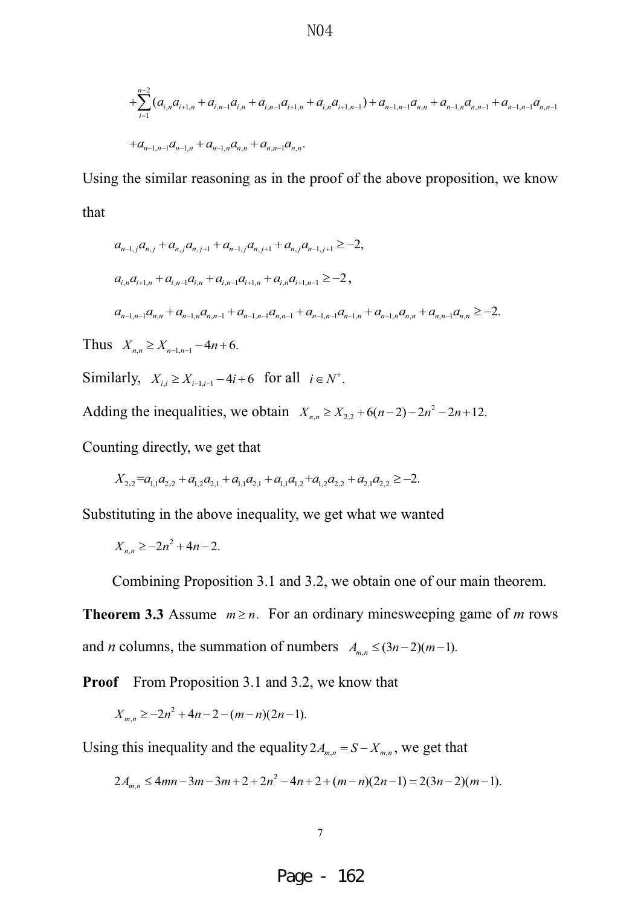$$+\sum_{i=1}^{n-2}(a_{i,n}a_{i+1,n}+a_{i,n-1}a_{i,n}+a_{i,n-1}a_{i+1,n}+a_{i,n}a_{i+1,n-1})+a_{n-1,n-1}a_{n,n}+a_{n-1,n}a_{n,n-1}+a_{n-1,n-1}a_{n,n-1}$$

$$+a_{n-1,n-1}a_{n-1,n}+a_{n-1,n}a_{n,n}+a_{n,n-1}a_{n,n}.$$

Using the similar reasoning as in the proof of the above proposition, we know that

$$a_{n-1,j}a_{n,j}+a_{n,j}a_{n,j+1}+a_{n-1,j}a_{n,j+1}+a_{n,j}a_{n-1,j+1}\geq -2,$$

$$a_{i,n}a_{i+1,n}+a_{i,n-1}a_{i,n}+a_{i,n-1}a_{i+1,n}+a_{i,n}a_{i+1,n-1}\geq -2,$$

$$a_{n-1,n-1}a_{n,n}+a_{n-1,n}a_{n,n-1}+a_{n-1,n-1}a_{n,n-1}+a_{n-1,n-1}a_{n-1,n}+a_{n-1,n}a_{n,n}+a_{n,n-1}a_{n,n}\geq -2.$$

Thus $X_{n,n}\geq X_{n-1,n-1}-4n+6.$

Similarly, $X_{i,i}\geq X_{i-1,i-1}-4i+6$ for all $i\in N^{+}.$

Adding the inequalities, we obtain $X_{n,n}\geq X_{2,2}+6(n-2)-2n^{2}-2n+12.$

Counting directly, we get that

$$X_{2,2}=a_{1,1}a_{2,2}+a_{1,2}a_{2,1}+a_{1,1}a_{2,1}+a_{1,1}a_{1,2}+a_{1,2}a_{2,2}+a_{2,1}a_{2,2}\geq -2.$$

Substituting in the above inequality, we get what we wanted

$$X_{n,n}\geq -2n^{2}+4n-2.$$

Combining Proposition 3.1 and 3.2, we obtain one of our main theorem.

**Theorem 3.3** Assume $m\geq n.$ For an ordinary minesweeping game of *m* rows and *n* columns, the summation of numbers $A_{m,n}\leq(3n-2)(m-1).$

**Proof** From Proposition 3.1 and 3.2, we know that

$$X_{m,n}\geq -2n^{2}+4n-2-(m-n)(2n-1).$$

Using this inequality and the equality $2A_{m,n}=S-X_{m,n}$, we get that

$$2A_{m,n}\leq 4mn-3m-3m+2+2n^{2}-4n+2+(m-n)(2n-1)=2(3n-2)(m-1).$$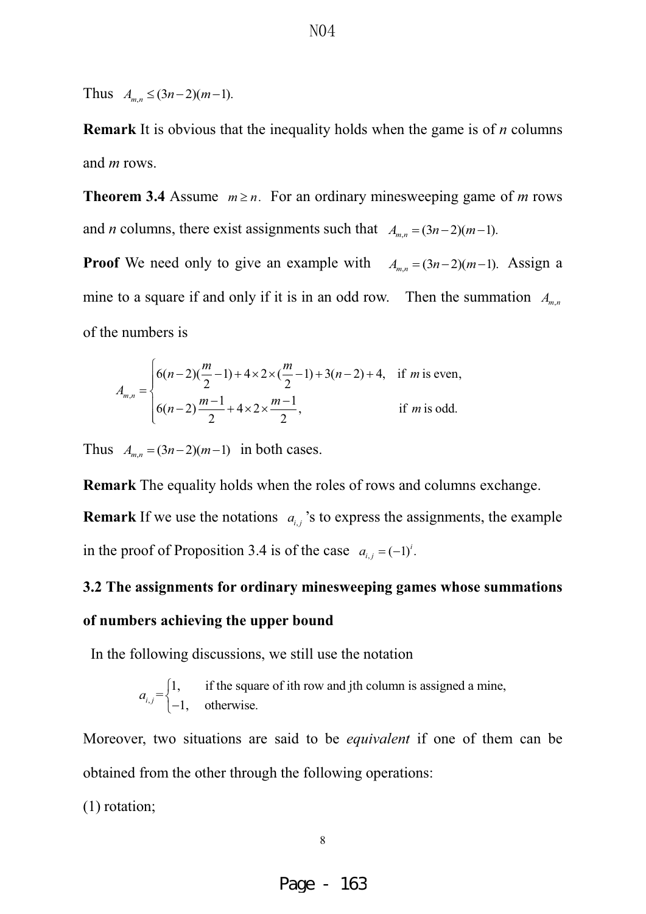Thus $A_{m,n} \le (3n-2)(m-1)$.

**Remark** It is obvious that the inequality holds when the game is of *n* columns and *m* rows.

**Theorem 3.4** Assume $m \ge n$. For an ordinary minesweeping game of *m* rows and *n* columns, there exist assignments such that $A_{m,n} = (3n-2)(m-1)$.

**Proof** We need only to give an example with $A_{m,n} = (3n-2)(m-1)$. Assign a mine to a square if and only if it is in an odd row. Then the summation $A_{m,n}$ of the numbers is

$$A_{m,n} = \begin{cases} 6(n-2)(\frac{m}{2}-1) + 4 \times 2 \times (\frac{m}{2}-1) + 3(n-2) + 4, & \text{if } m \text{ is even,} \\ 6(n-2)\frac{m-1}{2} + 4 \times 2 \times \frac{m-1}{2}, & \text{if } m \text{ is odd.} \end{cases}$$

Thus $A_{m,n} = (3n-2)(m-1)$ in both cases.

**Remark** The equality holds when the roles of rows and columns exchange.

**Remark** If we use the notations $a_{i,j}$'s to express the assignments, the example in the proof of Proposition 3.4 is of the case $a_{i,j} = (-1)^i$.

### 3.2 The assignments for ordinary minesweeping games whose summations of numbers achieving the upper bound

In the following discussions, we still use the notation

$$a_{i,j} = \begin{cases} 1, & \text{if the square of ith row and jth column is assigned a mine,} \\ -1, & \text{otherwise.} \end{cases}$$

Moreover, two situations are said to be *equivalent* if one of them can be obtained from the other through the following operations:

(1) rotation;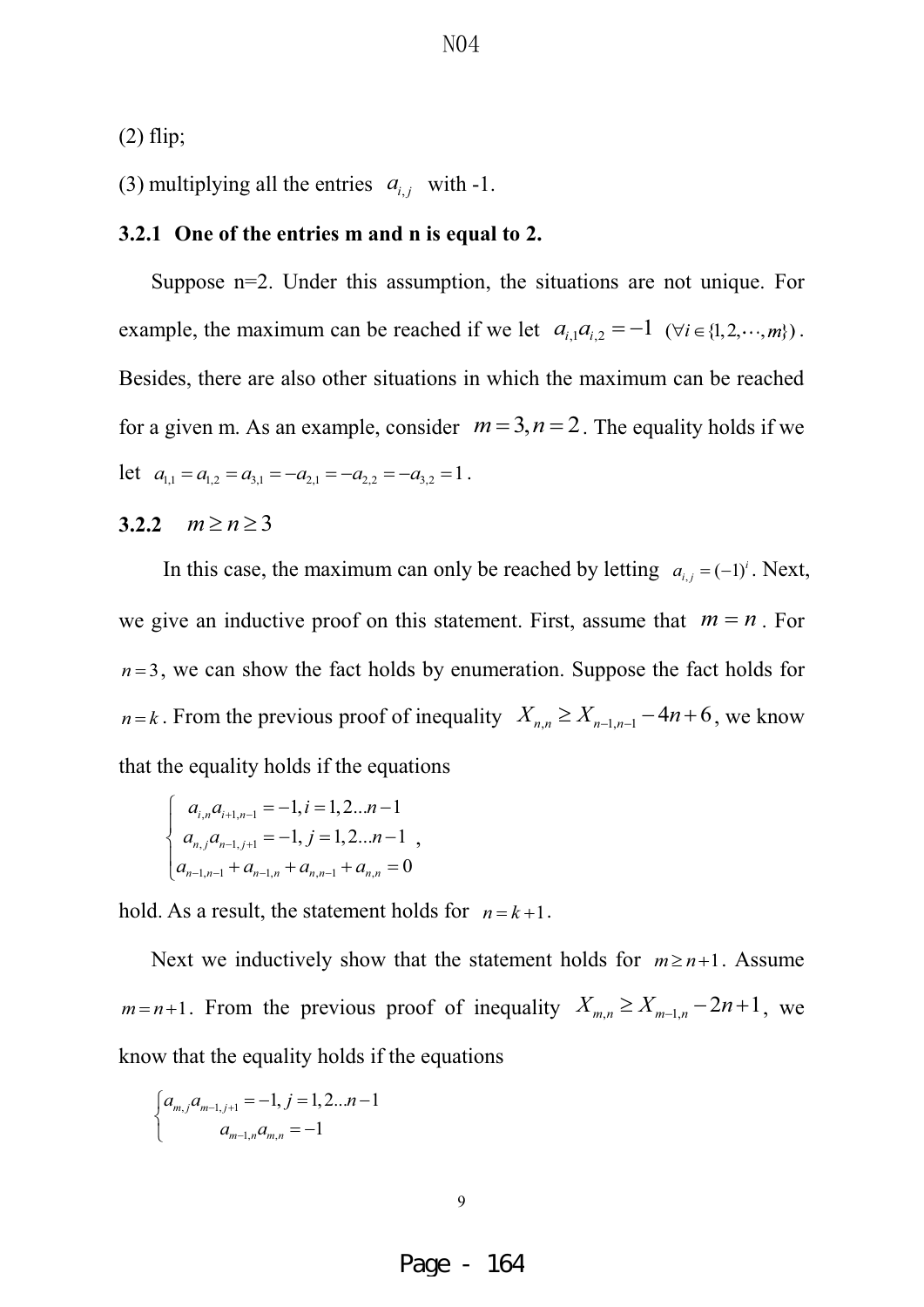(2) flip;

(3) multiplying all the entries $a_{i,j}$ with -1.

### 3.2.1 One of the entries m and n is equal to 2.

Suppose n=2. Under this assumption, the situations are not unique. For example, the maximum can be reached if we let $a_{i,1}a_{i,2} = -1$ $(\forall i \in \{1, 2, \cdots, m\})$. Besides, there are also other situations in which the maximum can be reached for a given m. As an example, consider $m = 3, n = 2$. The equality holds if we let $a_{1,1} = a_{1,2} = a_{3,1} = -a_{2,1} = -a_{2,2} = -a_{3,2} = 1$.

### 3.2.2 $m \geq n \geq 3$

In this case, the maximum can only be reached by letting $a_{i,j} = (-1)^i$. Next, we give an inductive proof on this statement. First, assume that $m = n$. For $n = 3$, we can show the fact holds by enumeration. Suppose the fact holds for $n = k$. From the previous proof of inequality $X_{n,n} \geq X_{n-1,n-1} - 4n + 6$, we know that the equality holds if the equations

$$\begin{cases} a_{i,n}a_{i+1,n-1} = -1, i = 1, 2 \ldots n-1 \\ a_{n,j}a_{n-1,j+1} = -1, j = 1, 2 \ldots n-1 \\ a_{n-1,n-1} + a_{n-1,n} + a_{n,n-1} + a_{n,n} = 0 \end{cases},$$

hold. As a result, the statement holds for $n = k + 1$.

Next we inductively show that the statement holds for $m \geq n+1$. Assume $m = n+1$. From the previous proof of inequality $X_{m,n} \geq X_{m-1,n} - 2n + 1$, we know that the equality holds if the equations

$$\begin{cases} a_{m,j}a_{m-1,j+1} = -1, j = 1, 2 \ldots n-1 \\ a_{m-1,n}a_{m,n} = -1 \end{cases}$$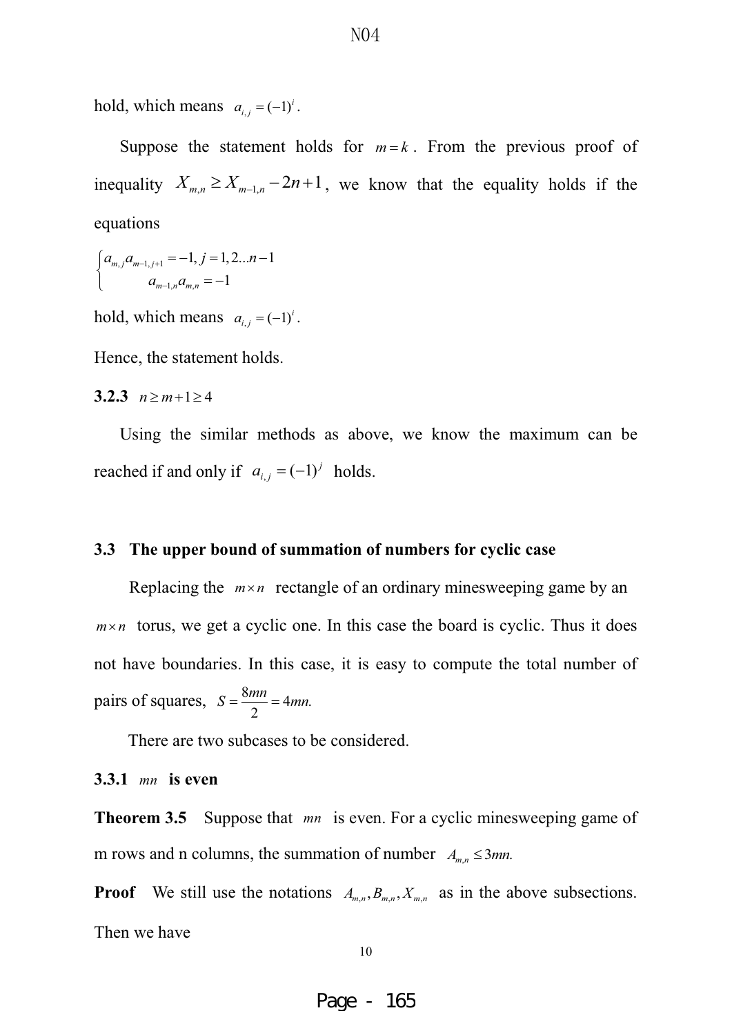hold, which means $a_{i,j} = (-1)^i$.

Suppose the statement holds for $m = k$. From the previous proof of inequality $X_{m,n} \ge X_{m-1,n} - 2n + 1$, we know that the equality holds if the equations

$$\begin{cases} a_{m,j} a_{m-1,j+1} = -1, j = 1, 2 \ldots n-1 \\ a_{m-1,n} a_{m,n} = -1 \end{cases}$$

hold, which means $a_{i,j} = (-1)^i$.

Hence, the statement holds.

**3.2.3** $n \ge m + 1 \ge 4$

Using the similar methods as above, we know the maximum can be reached if and only if $a_{i,j} = (-1)^j$ holds.

### 3.3 The upper bound of summation of numbers for cyclic case

Replacing the $m \times n$ rectangle of an ordinary minesweeping game by an $m \times n$ torus, we get a cyclic one. In this case the board is cyclic. Thus it does not have boundaries. In this case, it is easy to compute the total number of pairs of squares, $S = \frac{8mn}{2} = 4mn.$

There are two subcases to be considered.

**3.3.1** $mn$ **is even**

**Theorem 3.5** Suppose that $mn$ is even. For a cyclic minesweeping game of m rows and n columns, the summation of number $A_{m,n} \le 3mn.$

**Proof** We still use the notations $A_{m,n}, B_{m,n}, X_{m,n}$ as in the above subsections. Then we have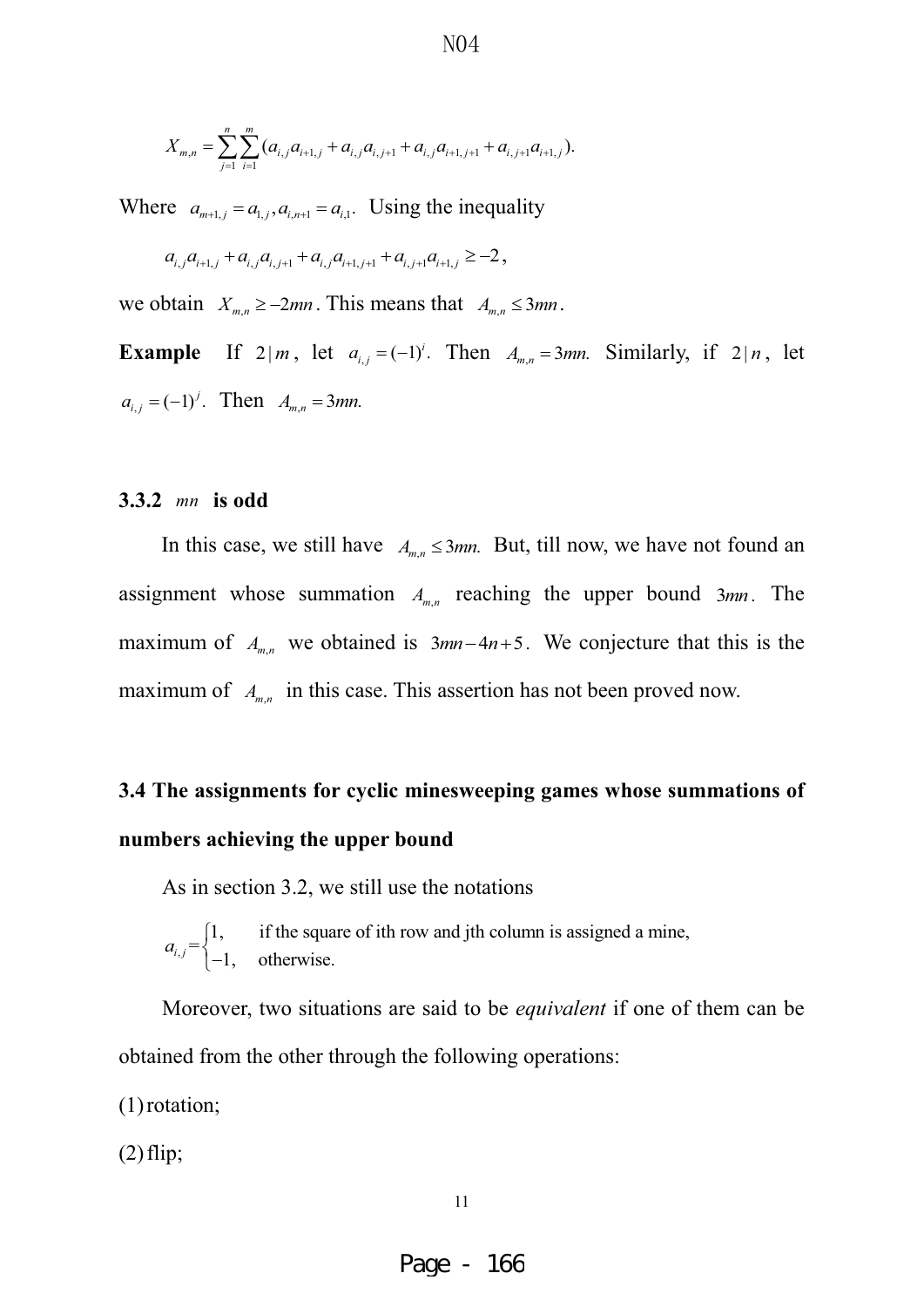$$X_{m,n}=\sum_{j=1}^{n}\sum_{i=1}^{m}(a_{i,j}a_{i+1,j}+a_{i,j}a_{i,j+1}+a_{i,j}a_{i+1,j+1}+a_{i,j+1}a_{i+1,j}).$$

Where $a_{m+1,j}=a_{1,j}, a_{i,n+1}=a_{i,1}$. Using the inequality

$$a_{i,j}a_{i+1,j}+a_{i,j}a_{i,j+1}+a_{i,j}a_{i+1,j+1}+a_{i,j+1}a_{i+1,j}\geq -2,$$

we obtain $X_{m,n}\geq -2mn$. This means that $A_{m,n}\leq 3mn$.

**Example** If $2|m$, let $a_{i,j}=(-1)^i$. Then $A_{m,n}=3mn.$ Similarly, if $2|n$, let $a_{i,j}=(-1)^j$. Then $A_{m,n}=3mn.$

### 3.3.2 $mn$ is odd

In this case, we still have $A_{m,n}\leq 3mn.$ But, till now, we have not found an assignment whose summation $A_{m,n}$ reaching the upper bound $3mn$. The maximum of $A_{m,n}$ we obtained is $3mn-4n+5$. We conjecture that this is the maximum of $A_{m,n}$ in this case. This assertion has not been proved now.

## 3.4 The assignments for cyclic minesweeping games whose summations of numbers achieving the upper bound

As in section 3.2, we still use the notations

$$a_{i,j}=\begin{cases}1, & \text{if the square of ith row and jth column is assigned a mine,}\\ -1, & \text{otherwise.}\end{cases}$$

Moreover, two situations are said to be *equivalent* if one of them can be obtained from the other through the following operations:

(1) rotation;

(2) flip;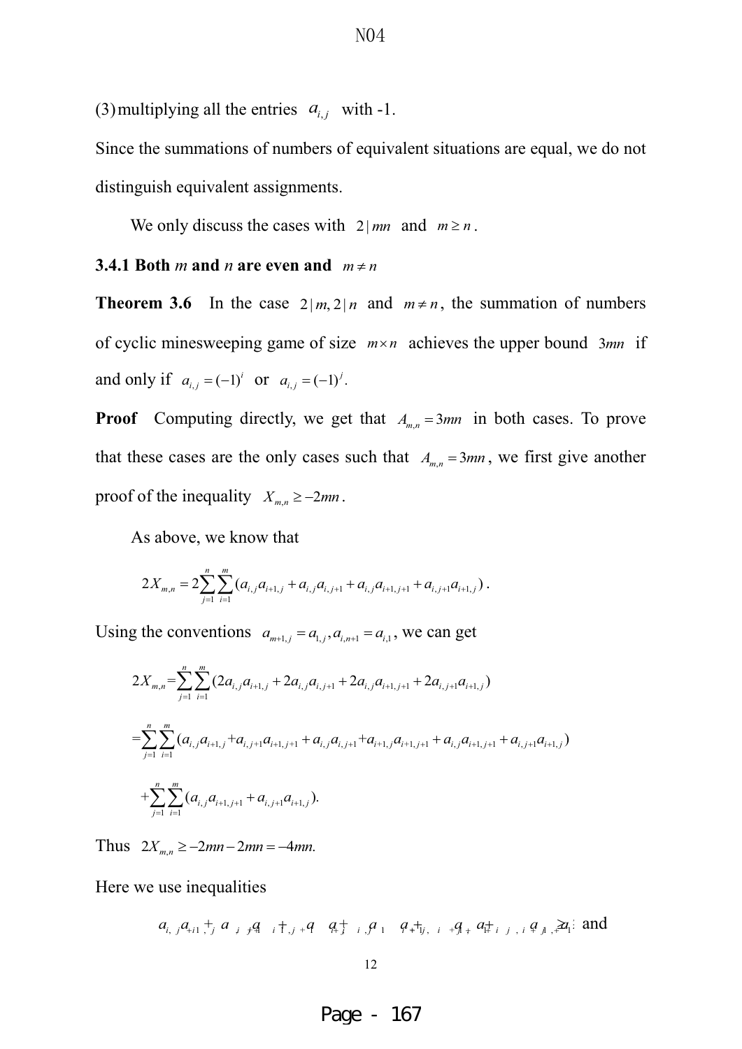(3) multiplying all the entries $a_{i,j}$ with -1.

Since the summations of numbers of equivalent situations are equal, we do not distinguish equivalent assignments.

We only discuss the cases with $2 \mid mn$ and $m \geq n$.

### 3.4.1 Both *m* and *n* are even and $m \neq n$

**Theorem 3.6** In the case $2 \mid m, 2 \mid n$ and $m \neq n$, the summation of numbers of cyclic minesweeping game of size $m \times n$ achieves the upper bound $3mn$ if and only if $a_{i,j} = (-1)^i$ or $a_{i,j} = (-1)^j$.

**Proof** Computing directly, we get that $A_{m,n} = 3mn$ in both cases. To prove that these cases are the only cases such that $A_{m,n} = 3mn$, we first give another proof of the inequality $X_{m,n} \geq -2mn$.

As above, we know that

$$2X_{m,n} = 2\sum_{j=1}^{n}\sum_{i=1}^{m}(a_{i,j}a_{i+1,j} + a_{i,j}a_{i,j+1} + a_{i,j}a_{i+1,j+1} + a_{i,j+1}a_{i+1,j}).$$

Using the conventions $a_{m+1,j} = a_{1,j}, a_{i,n+1} = a_{i,1}$, we can get

$$2X_{m,n} = \sum_{j=1}^{n}\sum_{i=1}^{m}(2a_{i,j}a_{i+1,j} + 2a_{i,j}a_{i,j+1} + 2a_{i,j}a_{i+1,j+1} + 2a_{i,j+1}a_{i+1,j})$$

$$= \sum_{j=1}^{n}\sum_{i=1}^{m}(a_{i,j}a_{i+1,j} + a_{i,j+1}a_{i+1,j+1} + a_{i,j}a_{i,j+1} + a_{i+1,j}a_{i+1,j+1} + a_{i,j}a_{i+1,j+1} + a_{i,j+1}a_{i+1,j})$$

$$+ \sum_{j=1}^{n}\sum_{i=1}^{m}(a_{i,j}a_{i+1,j+1} + a_{i,j+1}a_{i+1,j}).$$

Thus $2X_{m,n} \geq -2mn - 2mn = -4mn.$

Here we use inequalities

$$a_{i,j}a_{i+1,j} + a_{i,j+1}a_{i+1,j+1} + a_{i,j}a_{i,j+1} + a_{i+1,j}a_{i+1,j+1} + a_{i,j}a_{i+1,j+1} + a_{i,j+1}a_{i+1,j} \geq -2$$ and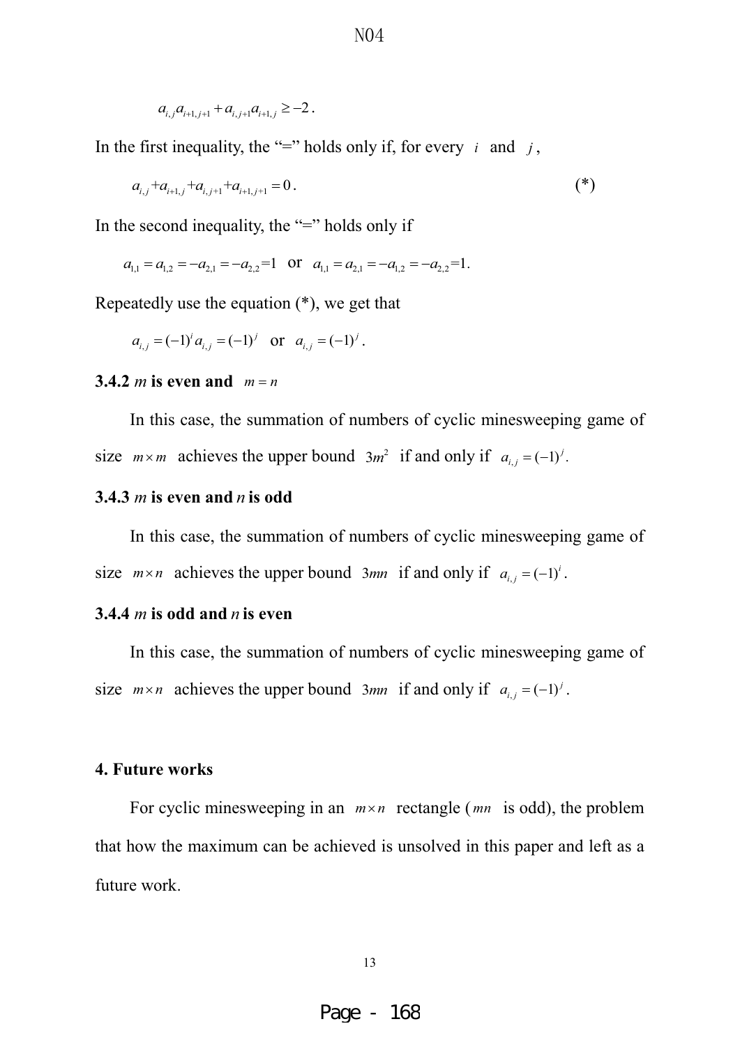$$a_{i,j}a_{i+1,j+1} + a_{i,j+1}a_{i+1,j} \geq -2.$$

In the first inequality, the "=" holds only if, for every $i$ and $j$,

$$a_{i,j} + a_{i+1,j} + a_{i,j+1} + a_{i+1,j+1} = 0. \qquad (*)$$

In the second inequality, the "=" holds only if

$$a_{1,1} = a_{1,2} = -a_{2,1} = -a_{2,2} = 1 \text{ or } a_{1,1} = a_{2,1} = -a_{1,2} = -a_{2,2} = 1.$$

Repeatedly use the equation (*), we get that

$$a_{i,j} = (-1)^i a_{i,j} = (-1)^j \text{ or } a_{i,j} = (-1)^j.$$

### 3.4.2 *m* is even and $m = n$

In this case, the summation of numbers of cyclic minesweeping game of size $m \times m$ achieves the upper bound $3m^2$ if and only if $a_{i,j} = (-1)^j$.

### 3.4.3 *m* is even and *n* is odd

In this case, the summation of numbers of cyclic minesweeping game of size $m \times n$ achieves the upper bound $3mn$ if and only if $a_{i,j} = (-1)^i$.

### 3.4.4 *m* is odd and *n* is even

In this case, the summation of numbers of cyclic minesweeping game of size $m \times n$ achieves the upper bound $3mn$ if and only if $a_{i,j} = (-1)^j$.

## 4. Future works

For cyclic minesweeping in an $m \times n$ rectangle ($mn$ is odd), the problem that how the maximum can be achieved is unsolved in this paper and left as a future work.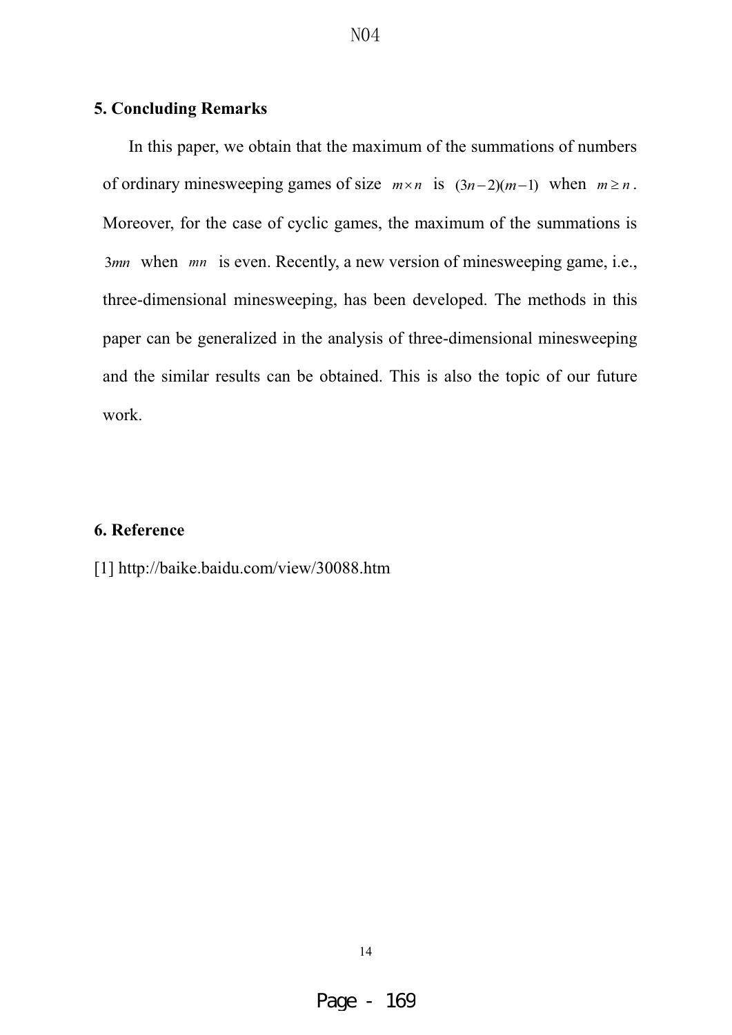## 5. Concluding Remarks

In this paper, we obtain that the maximum of the summations of numbers of ordinary minesweeping games of size $m \times n$ is $(3n-2)(m-1)$ when $m \geq n$. Moreover, for the case of cyclic games, the maximum of the summations is $3mn$ when $mn$ is even. Recently, a new version of minesweeping game, i.e., three-dimensional minesweeping, has been developed. The methods in this paper can be generalized in the analysis of three-dimensional minesweeping and the similar results can be obtained. This is also the topic of our future work.

## 6. Reference

[1] http://baike.baidu.com/view/30088.htm